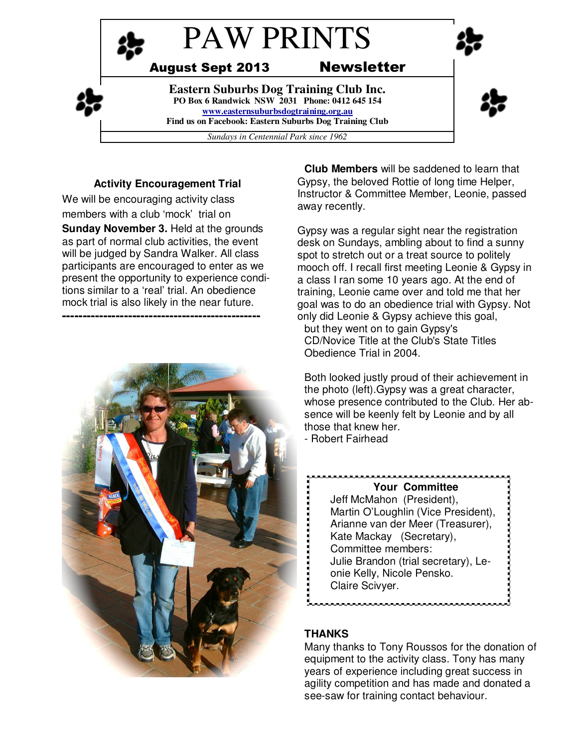# PAW PRINTS

**August Sept 2013 Newsletter**

**Eastern Suburbs Dog Training Club Inc.**
**PO Box 6 Randwick NSW 2031 Phone: 0412 645 154**
**www.easternsuburbsdogtraining.org.au**
**Find us on Facebook: Eastern Suburbs Dog Training Club**

*Sundays in Centennial Park since 1962*

### Activity Encouragement Trial

We will be encouraging activity class members with a club 'mock' trial on **Sunday November 3.** Held at the grounds as part of normal club activities, the event will be judged by Sandra Walker. All class participants are encouraged to enter as we present the opportunity to experience conditions similar to a 'real' trial. An obedience mock trial is also likely in the near future.

---

**Club Members** will be saddened to learn that Gypsy, the beloved Rottie of long time Helper, Instructor & Committee Member, Leonie, passed away recently.

Gypsy was a regular sight near the registration desk on Sundays, ambling about to find a sunny spot to stretch out or a treat source to politely mooch off. I recall first meeting Leonie & Gypsy in a class I ran some 10 years ago. At the end of training, Leonie came over and told me that her goal was to do an obedience trial with Gypsy. Not only did Leonie & Gypsy achieve this goal, but they went on to gain Gypsy's CD/Novice Title at the Club's State Titles Obedience Trial in 2004.

Both looked justly proud of their achievement in the photo (left).Gypsy was a great character, whose presence contributed to the Club. Her absence will be keenly felt by Leonie and by all those that knew her.

- Robert Fairhead

**Your Committee**

Jeff McMahon (President),
Martin O'Loughlin (Vice President),
Arianne van der Meer (Treasurer),
Kate Mackay (Secretary),
Committee members:
Julie Brandon (trial secretary), Leonie Kelly, Nicole Pensko.
Claire Scivyer.

### THANKS

Many thanks to Tony Roussos for the donation of equipment to the activity class. Tony has many years of experience including great success in agility competition and has made and donated a see-saw for training contact behaviour.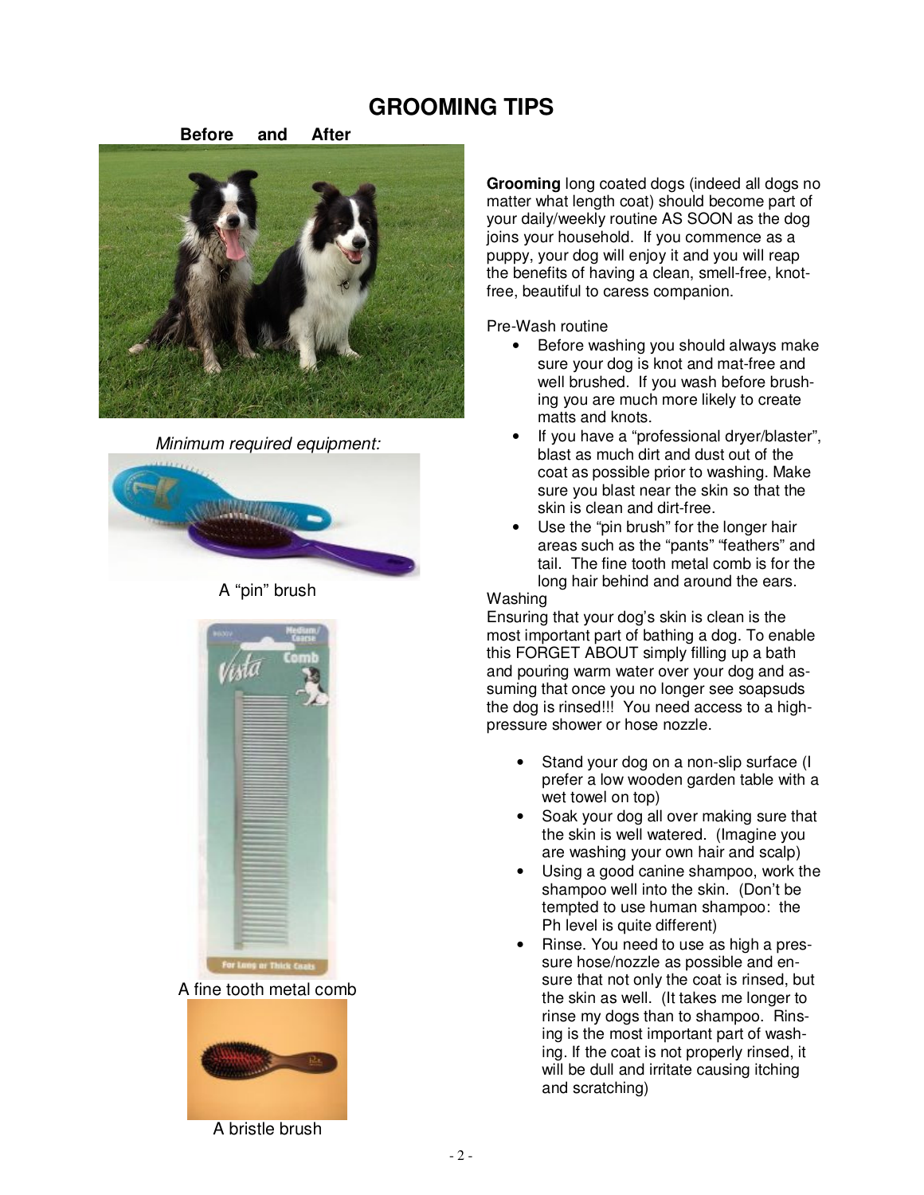# GROOMING TIPS

**Before and After**

*Minimum required equipment:*

A "pin" brush

A fine tooth metal comb

A bristle brush

**Grooming** long coated dogs (indeed all dogs no matter what length coat) should become part of your daily/weekly routine AS SOON as the dog joins your household. If you commence as a puppy, your dog will enjoy it and you will reap the benefits of having a clean, smell-free, knot-free, beautiful to caress companion.

Pre-Wash routine

- Before washing you should always make sure your dog is knot and mat-free and well brushed. If you wash before brushing you are much more likely to create matts and knots.
- If you have a "professional dryer/blaster", blast as much dirt and dust out of the coat as possible prior to washing. Make sure you blast near the skin so that the skin is clean and dirt-free.
- Use the "pin brush" for the longer hair areas such as the "pants" "feathers" and tail. The fine tooth metal comb is for the long hair behind and around the ears.

Washing

Ensuring that your dog's skin is clean is the most important part of bathing a dog. To enable this FORGET ABOUT simply filling up a bath and pouring warm water over your dog and assuming that once you no longer see soapsuds the dog is rinsed!!! You need access to a high-pressure shower or hose nozzle.

- Stand your dog on a non-slip surface (I prefer a low wooden garden table with a wet towel on top)
- Soak your dog all over making sure that the skin is well watered. (Imagine you are washing your own hair and scalp)
- Using a good canine shampoo, work the shampoo well into the skin. (Don't be tempted to use human shampoo: the Ph level is quite different)
- Rinse. You need to use as high a pressure hose/nozzle as possible and ensure that not only the coat is rinsed, but the skin as well. (It takes me longer to rinse my dogs than to shampoo. Rinsing is the most important part of washing. If the coat is not properly rinsed, it will be dull and irritate causing itching and scratching)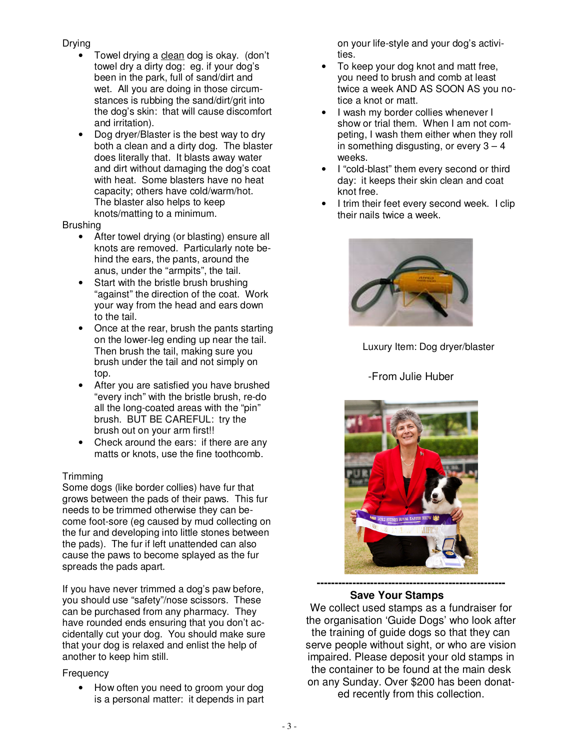Drying

- Towel drying a clean dog is okay. (don't towel dry a dirty dog: eg. if your dog's been in the park, full of sand/dirt and wet. All you are doing in those circumstances is rubbing the sand/dirt/grit into the dog's skin: that will cause discomfort and irritation).
- Dog dryer/Blaster is the best way to dry both a clean and a dirty dog. The blaster does literally that. It blasts away water and dirt without damaging the dog's coat with heat. Some blasters have no heat capacity; others have cold/warm/hot. The blaster also helps to keep knots/matting to a minimum.

Brushing

- After towel drying (or blasting) ensure all knots are removed. Particularly note behind the ears, the pants, around the anus, under the "armpits", the tail.
- Start with the bristle brush brushing "against" the direction of the coat. Work your way from the head and ears down to the tail.
- Once at the rear, brush the pants starting on the lower-leg ending up near the tail. Then brush the tail, making sure you brush under the tail and not simply on top.
- After you are satisfied you have brushed "every inch" with the bristle brush, re-do all the long-coated areas with the "pin" brush. BUT BE CAREFUL: try the brush out on your arm first!!
- Check around the ears: if there are any matts or knots, use the fine toothcomb.

Trimming

Some dogs (like border collies) have fur that grows between the pads of their paws. This fur needs to be trimmed otherwise they can become foot-sore (eg caused by mud collecting on the fur and developing into little stones between the pads). The fur if left unattended can also cause the paws to become splayed as the fur spreads the pads apart.

If you have never trimmed a dog's paw before, you should use "safety"/nose scissors. These can be purchased from any pharmacy. They have rounded ends ensuring that you don't accidentally cut your dog. You should make sure that your dog is relaxed and enlist the help of another to keep him still.

Frequency

- How often you need to groom your dog is a personal matter: it depends in part on your life-style and your dog's activities.
- To keep your dog knot and matt free, you need to brush and comb at least twice a week AND AS SOON AS you notice a knot or matt.
- I wash my border collies whenever I show or trial them. When I am not competing, I wash them either when they roll in something disgusting, or every 3 – 4 weeks.
- I "cold-blast" them every second or third day: it keeps their skin clean and coat knot free.
- I trim their feet every second week. I clip their nails twice a week.

Luxury Item: Dog dryer/blaster

-From Julie Huber

---

**Save Your Stamps**

We collect used stamps as a fundraiser for the organisation 'Guide Dogs' who look after the training of guide dogs so that they can serve people without sight, or who are vision impaired. Please deposit your old stamps in the container to be found at the main desk on any Sunday. Over $200 has been donated recently from this collection.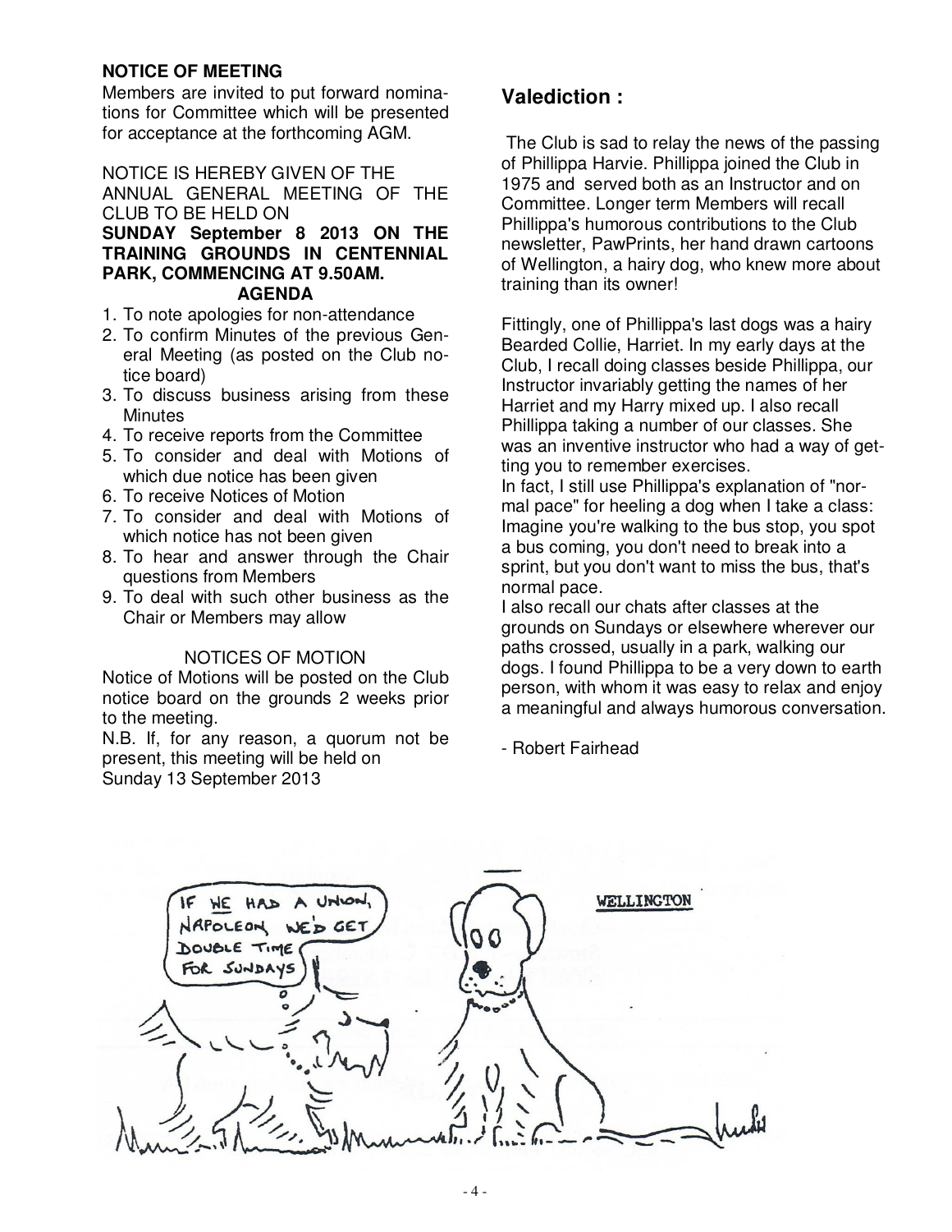**NOTICE OF MEETING**

Members are invited to put forward nominations for Committee which will be presented for acceptance at the forthcoming AGM.

NOTICE IS HEREBY GIVEN OF THE ANNUAL GENERAL MEETING OF THE CLUB TO BE HELD ON

**SUNDAY September 8 2013 ON THE TRAINING GROUNDS IN CENTENNIAL PARK, COMMENCING AT 9.50AM.**

**AGENDA**

1. To note apologies for non-attendance
2. To confirm Minutes of the previous General Meeting (as posted on the Club notice board)
3. To discuss business arising from these Minutes
4. To receive reports from the Committee
5. To consider and deal with Motions of which due notice has been given
6. To receive Notices of Motion
7. To consider and deal with Motions of which notice has not been given
8. To hear and answer through the Chair questions from Members
9. To deal with such other business as the Chair or Members may allow

NOTICES OF MOTION

Notice of Motions will be posted on the Club notice board on the grounds 2 weeks prior to the meeting.

N.B. If, for any reason, a quorum not be present, this meeting will be held on Sunday 13 September 2013

## Valediction :

The Club is sad to relay the news of the passing of Phillippa Harvie. Phillippa joined the Club in 1975 and served both as an Instructor and on Committee. Longer term Members will recall Phillippa's humorous contributions to the Club newsletter, PawPrints, her hand drawn cartoons of Wellington, a hairy dog, who knew more about training than its owner!

Fittingly, one of Phillippa's last dogs was a hairy Bearded Collie, Harriet. In my early days at the Club, I recall doing classes beside Phillippa, our Instructor invariably getting the names of her Harriet and my Harry mixed up. I also recall Phillippa taking a number of our classes. She was an inventive instructor who had a way of getting you to remember exercises.

In fact, I still use Phillippa's explanation of "normal pace" for heeling a dog when I take a class: Imagine you're walking to the bus stop, you spot a bus coming, you don't need to break into a sprint, but you don't want to miss the bus, that's normal pace.

I also recall our chats after classes at the grounds on Sundays or elsewhere wherever our paths crossed, usually in a park, walking our dogs. I found Phillippa to be a very down to earth person, with whom it was easy to relax and enjoy a meaningful and always humorous conversation.

- Robert Fairhead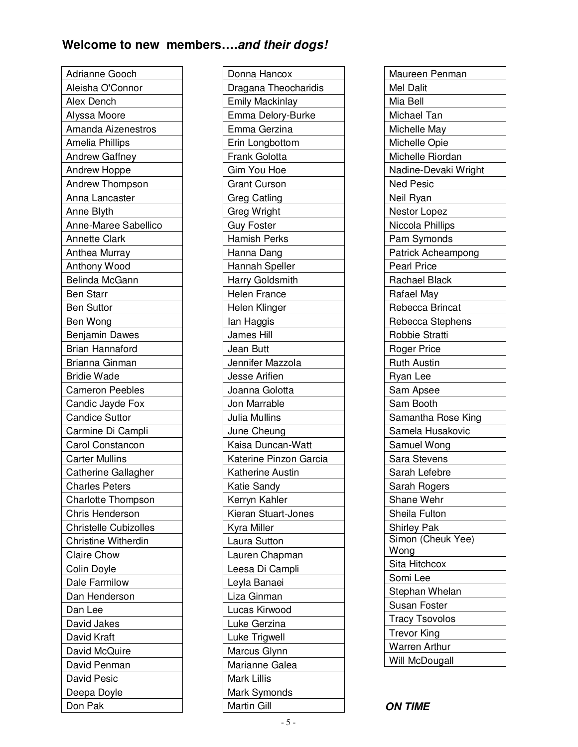## Welcome to new members….*and their dogs!*

| Adrianne Gooch |
|---|
| Aleisha O'Connor |
| Alex Dench |
| Alyssa Moore |
| Amanda Aizenestros |
| Amelia Phillips |
| Andrew Gaffney |
| Andrew Hoppe |
| Andrew Thompson |
| Anna Lancaster |
| Anne Blyth |
| Anne-Maree Sabellico |
| Annette Clark |
| Anthea Murray |
| Anthony Wood |
| Belinda McGann |
| Ben Starr |
| Ben Suttor |
| Ben Wong |
| Benjamin Dawes |
| Brian Hannaford |
| Brianna Ginman |
| Bridie Wade |
| Cameron Peebles |
| Candic Jayde Fox |
| Candice Suttor |
| Carmine Di Campli |
| Carol Constancon |
| Carter Mullins |
| Catherine Gallagher |
| Charles Peters |
| Charlotte Thompson |
| Chris Henderson |
| Christelle Cubizolles |
| Christine Witherdin |
| Claire Chow |
| Colin Doyle |
| Dale Farmilow |
| Dan Henderson |
| Dan Lee |
| David Jakes |
| David Kraft |
| David McQuire |
| David Penman |
| David Pesic |
| Deepa Doyle |
| Don Pak |

| Donna Hancox |
|---|
| Dragana Theocharidis |
| Emily Mackinlay |
| Emma Delory-Burke |
| Emma Gerzina |
| Erin Longbottom |
| Frank Golotta |
| Gim You Hoe |
| Grant Curson |
| Greg Catling |
| Greg Wright |
| Guy Foster |
| Hamish Perks |
| Hanna Dang |
| Hannah Speller |
| Harry Goldsmith |
| Helen France |
| Helen Klinger |
| Ian Haggis |
| James Hill |
| Jean Butt |
| Jennifer Mazzola |
| Jesse Arifien |
| Joanna Golotta |
| Jon Marrable |
| Julia Mullins |
| June Cheung |
| Kaisa Duncan-Watt |
| Katerine Pinzon Garcia |
| Katherine Austin |
| Katie Sandy |
| Kerryn Kahler |
| Kieran Stuart-Jones |
| Kyra Miller |
| Laura Sutton |
| Lauren Chapman |
| Leesa Di Campli |
| Leyla Banaei |
| Liza Ginman |
| Lucas Kirwood |
| Luke Gerzina |
| Luke Trigwell |
| Marcus Glynn |
| Marianne Galea |
| Mark Lillis |
| Mark Symonds |
| Martin Gill |

| Maureen Penman |
|---|
| Mel Dalit |
| Mia Bell |
| Michael Tan |
| Michelle May |
| Michelle Opie |
| Michelle Riordan |
| Nadine-Devaki Wright |
| Ned Pesic |
| Neil Ryan |
| Nestor Lopez |
| Niccola Phillips |
| Pam Symonds |
| Patrick Acheampong |
| Pearl Price |
| Rachael Black |
| Rafael May |
| Rebecca Brincat |
| Rebecca Stephens |
| Robbie Stratti |
| Roger Price |
| Ruth Austin |
| Ryan Lee |
| Sam Apsee |
| Sam Booth |
| Samantha Rose King |
| Samela Husakovic |
| Samuel Wong |
| Sara Stevens |
| Sarah Lefebre |
| Sarah Rogers |
| Shane Wehr |
| Sheila Fulton |
| Shirley Pak |
| Simon (Cheuk Yee) Wong |
| Sita Hitchcox |
| Somi Lee |
| Stephan Whelan |
| Susan Foster |
| Tracy Tsovolos |
| Trevor King |
| Warren Arthur |
| Will McDougall |

***ON TIME***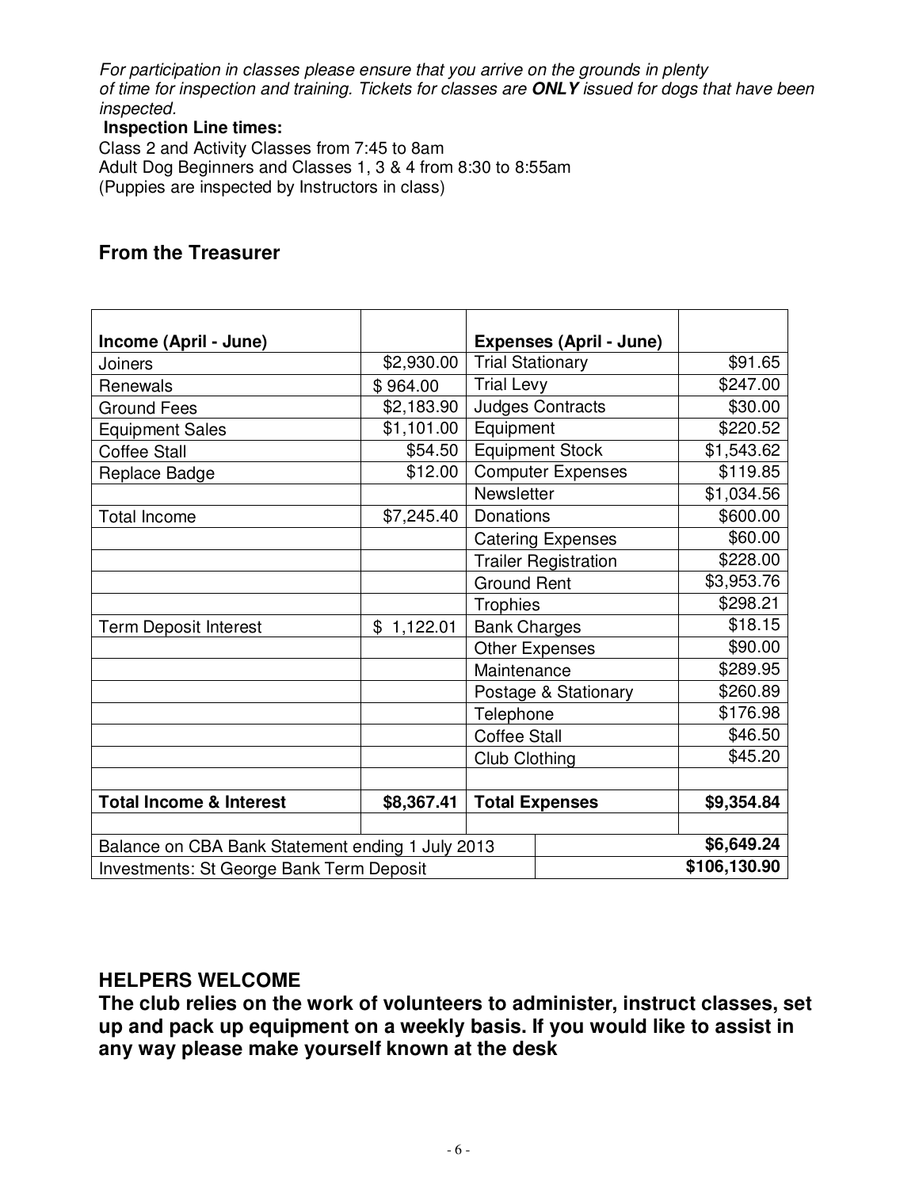*For participation in classes please ensure that you arrive on the grounds in plenty of time for inspection and training. Tickets for classes are **ONLY** issued for dogs that have been inspected.*

**Inspection Line times:**

Class 2 and Activity Classes from 7:45 to 8am
Adult Dog Beginners and Classes 1, 3 & 4 from 8:30 to 8:55am
(Puppies are inspected by Instructors in class)

## From the Treasurer

| Income (April - June) | | Expenses (April - June) | |
|---|---|---|---|
| Joiners | $2,930.00 | Trial Stationary | $91.65 |
| Renewals | $ 964.00 | Trial Levy | $247.00 |
| Ground Fees | $2,183.90 | Judges Contracts | $30.00 |
| Equipment Sales | $1,101.00 | Equipment | $220.52 |
| Coffee Stall | $54.50 | Equipment Stock | $1,543.62 |
| Replace Badge | $12.00 | Computer Expenses | $119.85 |
| | | Newsletter | $1,034.56 |
| Total Income | $7,245.40 | Donations | $600.00 |
| | | Catering Expenses | $60.00 |
| | | Trailer Registration | $228.00 |
| | | Ground Rent | $3,953.76 |
| | | Trophies | $298.21 |
| Term Deposit Interest | $ 1,122.01 | Bank Charges | $18.15 |
| | | Other Expenses | $90.00 |
| | | Maintenance | $289.95 |
| | | Postage & Stationary | $260.89 |
| | | Telephone | $176.98 |
| | | Coffee Stall | $46.50 |
| | | Club Clothing | $45.20 |
| | | | |
| **Total Income & Interest** | **$8,367.41** | **Total Expenses** | **$9,354.84** |
| | | | |
| Balance on CBA Bank Statement ending 1 July 2013 | | | **$6,649.24** |
| Investments: St George Bank Term Deposit | | | **$106,130.90** |

## HELPERS WELCOME

**The club relies on the work of volunteers to administer, instruct classes, set up and pack up equipment on a weekly basis. If you would like to assist in any way please make yourself known at the desk**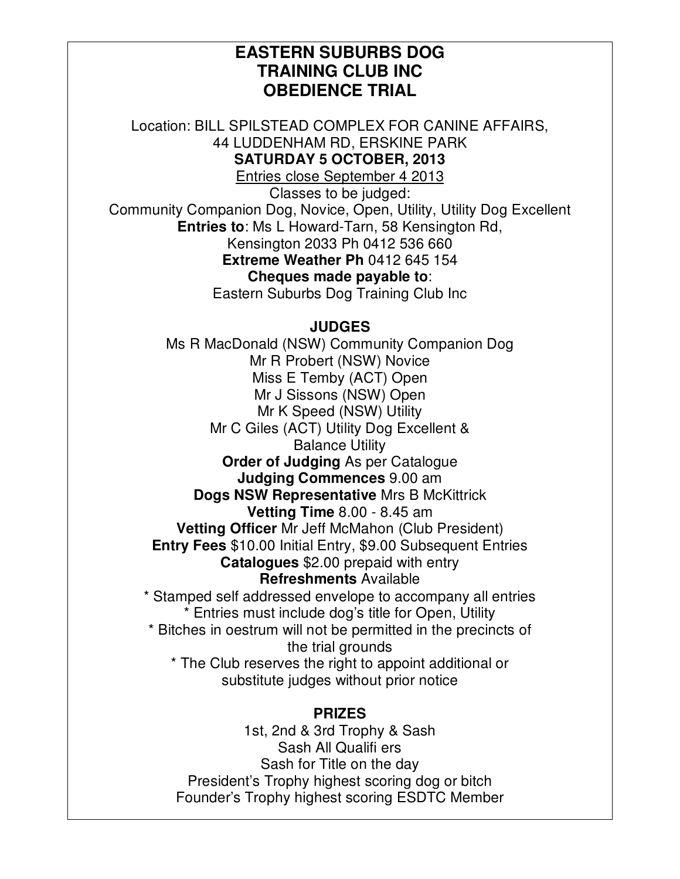# EASTERN SUBURBS DOG TRAINING CLUB INC OBEDIENCE TRIAL

Location: BILL SPILSTEAD COMPLEX FOR CANINE AFFAIRS, 44 LUDDENHAM RD, ERSKINE PARK

**SATURDAY 5 OCTOBER, 2013**

Entries close September 4 2013

Classes to be judged:

Community Companion Dog, Novice, Open, Utility, Utility Dog Excellent

**Entries to**: Ms L Howard-Tarn, 58 Kensington Rd, Kensington 2033 Ph 0412 536 660

**Extreme Weather Ph** 0412 645 154

**Cheques made payable to**:

Eastern Suburbs Dog Training Club Inc

## JUDGES

Ms R MacDonald (NSW) Community Companion Dog

Mr R Probert (NSW) Novice

Miss E Temby (ACT) Open

Mr J Sissons (NSW) Open

Mr K Speed (NSW) Utility

Mr C Giles (ACT) Utility Dog Excellent & Balance Utility

**Order of Judging** As per Catalogue

**Judging Commences** 9.00 am

**Dogs NSW Representative** Mrs B McKittrick

**Vetting Time** 8.00 - 8.45 am

**Vetting Officer** Mr Jeff McMahon (Club President)

**Entry Fees** $10.00 Initial Entry, $9.00 Subsequent Entries

**Catalogues** $2.00 prepaid with entry

**Refreshments** Available

* Stamped self addressed envelope to accompany all entries
* Entries must include dog's title for Open, Utility
* Bitches in oestrum will not be permitted in the precincts of the trial grounds
* The Club reserves the right to appoint additional or substitute judges without prior notice

## PRIZES

1st, 2nd & 3rd Trophy & Sash

Sash All Qualifi ers

Sash for Title on the day

President's Trophy highest scoring dog or bitch

Founder's Trophy highest scoring ESDTC Member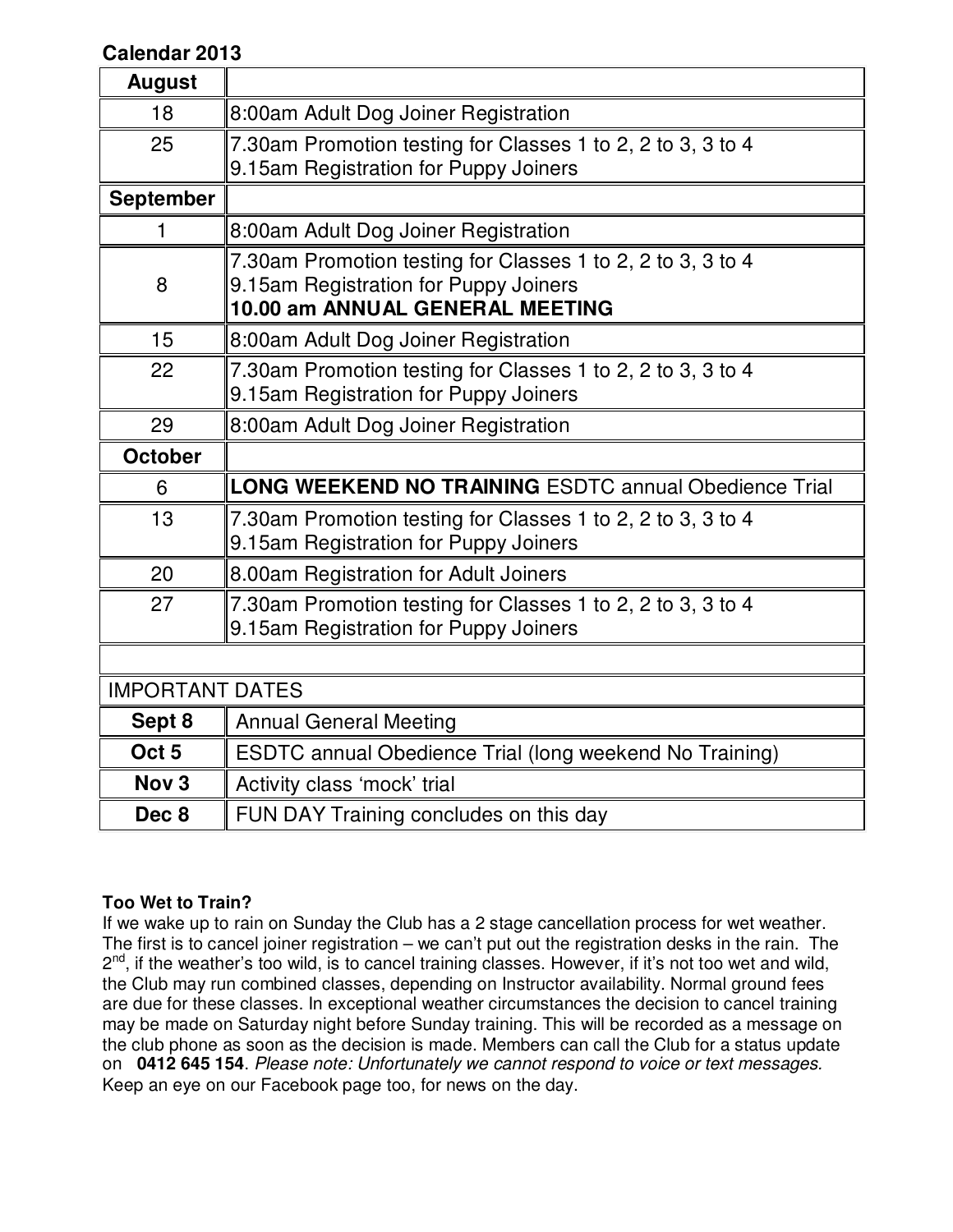**Calendar 2013**

| | |
|---|---|
| **August** | |
| 18 | 8:00am Adult Dog Joiner Registration |
| 25 | 7.30am Promotion testing for Classes 1 to 2, 2 to 3, 3 to 4<br>9.15am Registration for Puppy Joiners |
| **September** | |
| 1 | 8:00am Adult Dog Joiner Registration |
| 8 | 7.30am Promotion testing for Classes 1 to 2, 2 to 3, 3 to 4<br>9.15am Registration for Puppy Joiners<br>**10.00 am ANNUAL GENERAL MEETING** |
| 15 | 8:00am Adult Dog Joiner Registration |
| 22 | 7.30am Promotion testing for Classes 1 to 2, 2 to 3, 3 to 4<br>9.15am Registration for Puppy Joiners |
| 29 | 8:00am Adult Dog Joiner Registration |
| **October** | |
| 6 | **LONG WEEKEND NO TRAINING** ESDTC annual Obedience Trial |
| 13 | 7.30am Promotion testing for Classes 1 to 2, 2 to 3, 3 to 4<br>9.15am Registration for Puppy Joiners |
| 20 | 8.00am Registration for Adult Joiners |
| 27 | 7.30am Promotion testing for Classes 1 to 2, 2 to 3, 3 to 4<br>9.15am Registration for Puppy Joiners |

| | |
|---|---|
| IMPORTANT DATES | |
| **Sept 8** | Annual General Meeting |
| **Oct 5** | ESDTC annual Obedience Trial (long weekend No Training) |
| **Nov 3** | Activity class 'mock' trial |
| **Dec 8** | FUN DAY Training concludes on this day |

**Too Wet to Train?**

If we wake up to rain on Sunday the Club has a 2 stage cancellation process for wet weather. The first is to cancel joiner registration – we can't put out the registration desks in the rain. The 2nd, if the weather's too wild, is to cancel training classes. However, if it's not too wet and wild, the Club may run combined classes, depending on Instructor availability. Normal ground fees are due for these classes. In exceptional weather circumstances the decision to cancel training may be made on Saturday night before Sunday training. This will be recorded as a message on the club phone as soon as the decision is made. Members can call the Club for a status update on **0412 645 154**. *Please note: Unfortunately we cannot respond to voice or text messages*. Keep an eye on our Facebook page too, for news on the day.